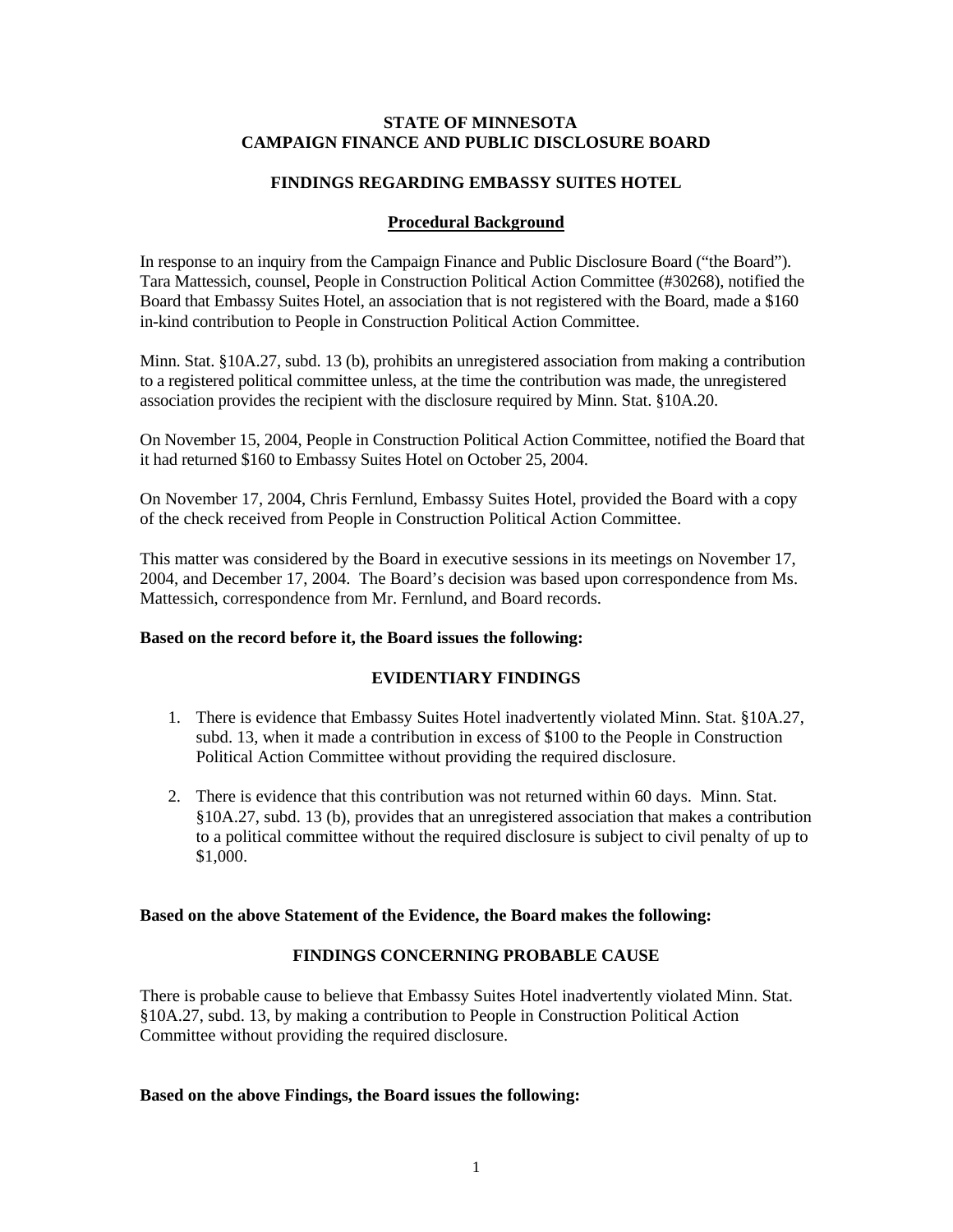**STATE OF MINNESOTA**
**CAMPAIGN FINANCE AND PUBLIC DISCLOSURE BOARD**

**FINDINGS REGARDING EMBASSY SUITES HOTEL**

**Procedural Background**

In response to an inquiry from the Campaign Finance and Public Disclosure Board ("the Board"). Tara Mattessich, counsel, People in Construction Political Action Committee (#30268), notified the Board that Embassy Suites Hotel, an association that is not registered with the Board, made a $160 in-kind contribution to People in Construction Political Action Committee.

Minn. Stat. §10A.27, subd. 13 (b), prohibits an unregistered association from making a contribution to a registered political committee unless, at the time the contribution was made, the unregistered association provides the recipient with the disclosure required by Minn. Stat. §10A.20.

On November 15, 2004, People in Construction Political Action Committee, notified the Board that it had returned $160 to Embassy Suites Hotel on October 25, 2004.

On November 17, 2004, Chris Fernlund, Embassy Suites Hotel, provided the Board with a copy of the check received from People in Construction Political Action Committee.

This matter was considered by the Board in executive sessions in its meetings on November 17, 2004, and December 17, 2004. The Board's decision was based upon correspondence from Ms. Mattessich, correspondence from Mr. Fernlund, and Board records.

**Based on the record before it, the Board issues the following:**

**EVIDENTIARY FINDINGS**

1. There is evidence that Embassy Suites Hotel inadvertently violated Minn. Stat. §10A.27, subd. 13, when it made a contribution in excess of $100 to the People in Construction Political Action Committee without providing the required disclosure.

2. There is evidence that this contribution was not returned within 60 days. Minn. Stat. §10A.27, subd. 13 (b), provides that an unregistered association that makes a contribution to a political committee without the required disclosure is subject to civil penalty of up to $1,000.

**Based on the above Statement of the Evidence, the Board makes the following:**

**FINDINGS CONCERNING PROBABLE CAUSE**

There is probable cause to believe that Embassy Suites Hotel inadvertently violated Minn. Stat. §10A.27, subd. 13, by making a contribution to People in Construction Political Action Committee without providing the required disclosure.

**Based on the above Findings, the Board issues the following:**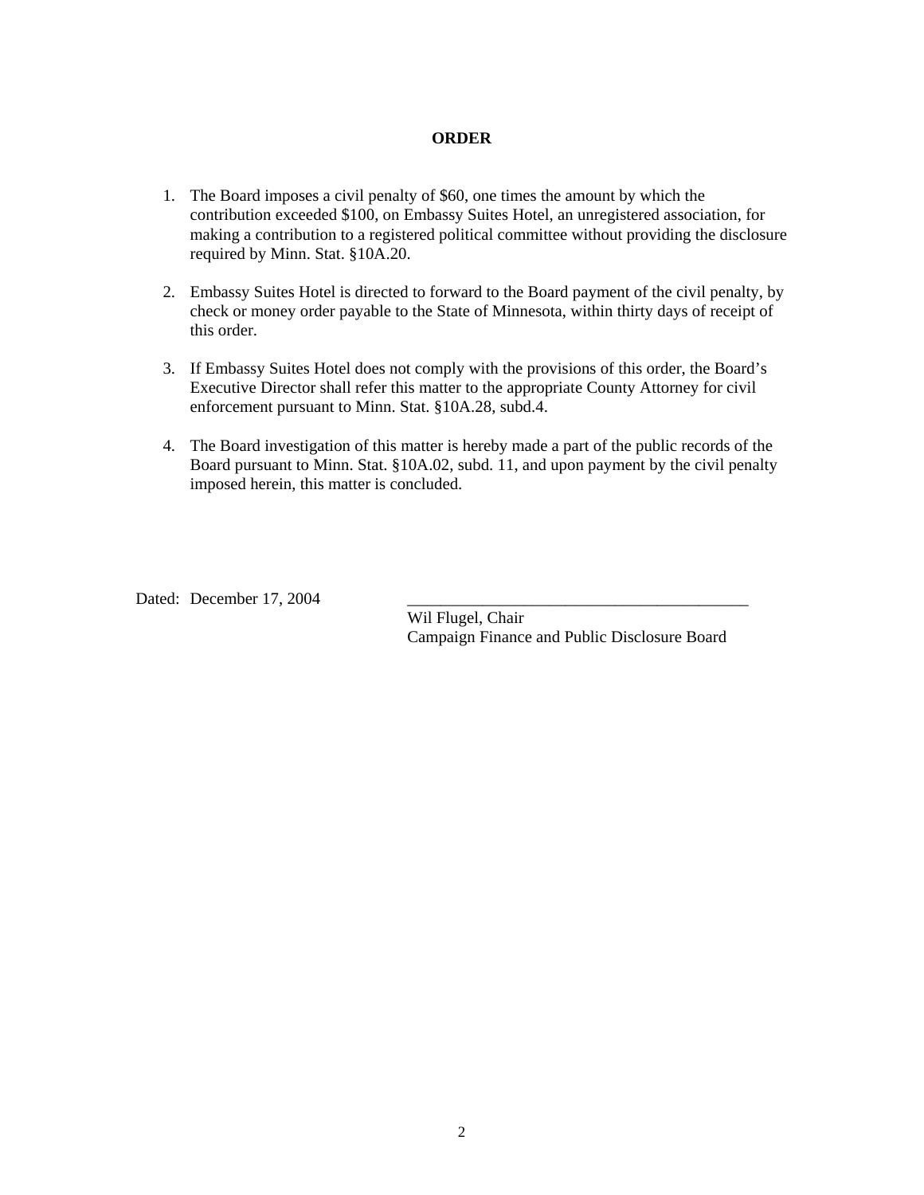**ORDER**

1. The Board imposes a civil penalty of $60, one times the amount by which the contribution exceeded $100, on Embassy Suites Hotel, an unregistered association, for making a contribution to a registered political committee without providing the disclosure required by Minn. Stat. §10A.20.

2. Embassy Suites Hotel is directed to forward to the Board payment of the civil penalty, by check or money order payable to the State of Minnesota, within thirty days of receipt of this order.

3. If Embassy Suites Hotel does not comply with the provisions of this order, the Board's Executive Director shall refer this matter to the appropriate County Attorney for civil enforcement pursuant to Minn. Stat. §10A.28, subd.4.

4. The Board investigation of this matter is hereby made a part of the public records of the Board pursuant to Minn. Stat. §10A.02, subd. 11, and upon payment by the civil penalty imposed herein, this matter is concluded.

Dated: December 17, 2004

\_\_\_\_\_\_\_\_\_\_\_\_\_\_\_\_\_\_\_\_\_\_\_\_\_\_\_\_\_\_\_\_\_\_\_\_\_\_\_\_\_\_

Wil Flugel, Chair
Campaign Finance and Public Disclosure Board